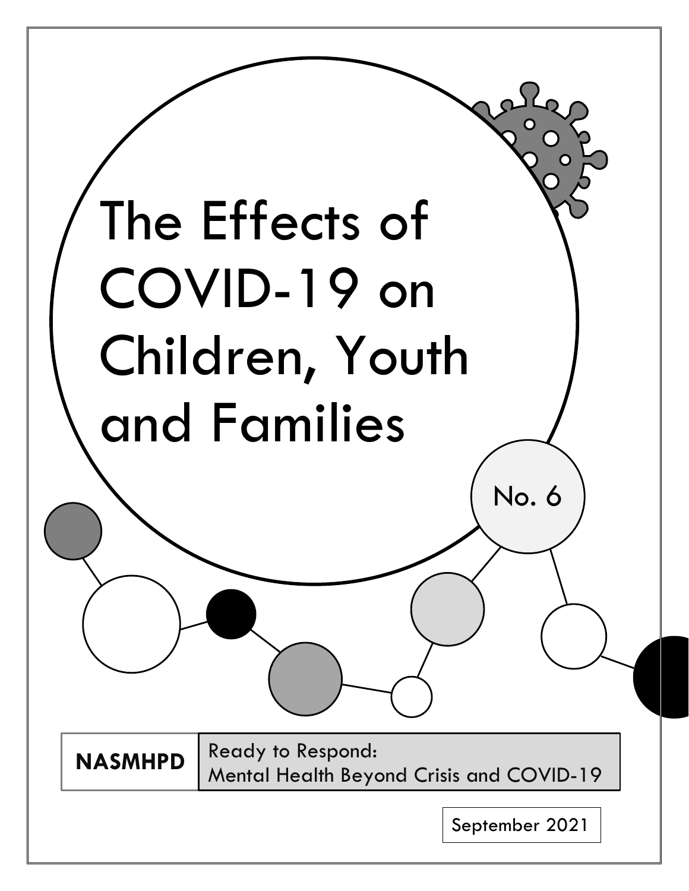# The Effects of COVID-19 on Children, Youth and Families

No. 6

**NASMHPD**

Ready to Respond:
Mental Health Beyond Crisis and COVID-19

September 2021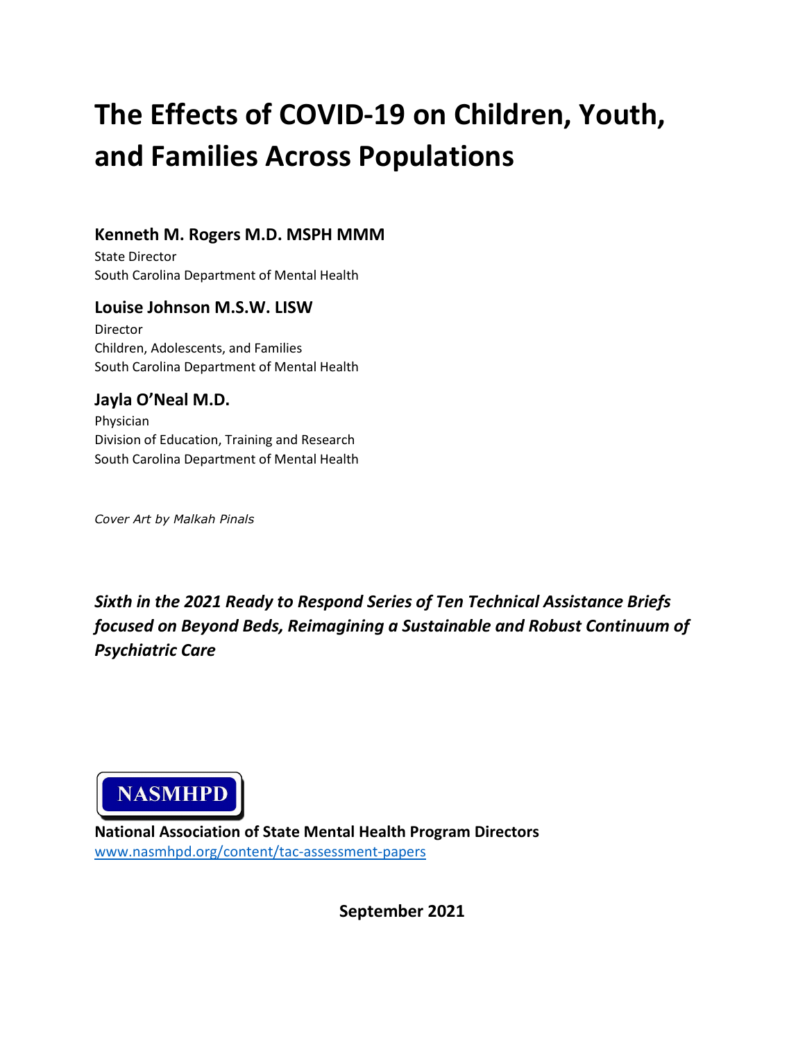# The Effects of COVID-19 on Children, Youth, and Families Across Populations

**Kenneth M. Rogers M.D. MSPH MMM**
State Director
South Carolina Department of Mental Health

**Louise Johnson M.S.W. LISW**
Director
Children, Adolescents, and Families
South Carolina Department of Mental Health

**Jayla O'Neal M.D.**
Physician
Division of Education, Training and Research
South Carolina Department of Mental Health

*Cover Art by Malkah Pinals*

***Sixth in the 2021 Ready to Respond Series of Ten Technical Assistance Briefs focused on Beyond Beds, Reimagining a Sustainable and Robust Continuum of Psychiatric Care***

NASMHPD

**National Association of State Mental Health Program Directors**
www.nasmhpd.org/content/tac-assessment-papers

**September 2021**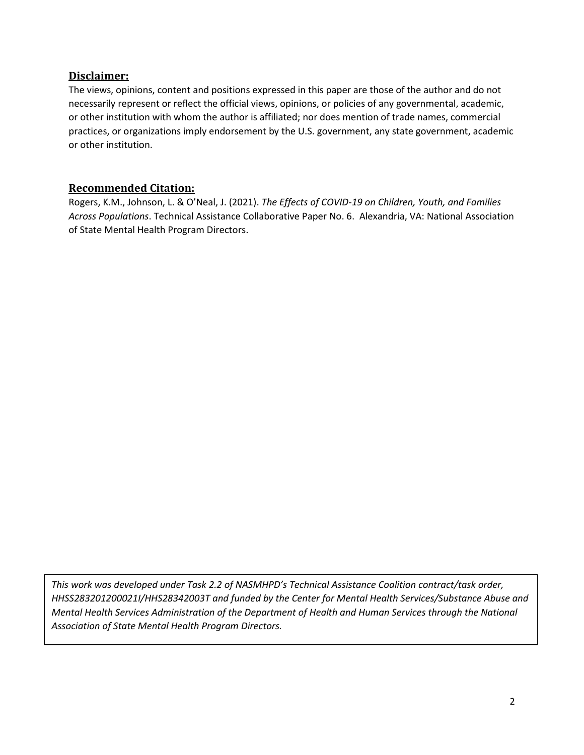## Disclaimer:

The views, opinions, content and positions expressed in this paper are those of the author and do not necessarily represent or reflect the official views, opinions, or policies of any governmental, academic, or other institution with whom the author is affiliated; nor does mention of trade names, commercial practices, or organizations imply endorsement by the U.S. government, any state government, academic or other institution.

## Recommended Citation:

Rogers, K.M., Johnson, L. & O'Neal, J. (2021). *The Effects of COVID-19 on Children, Youth, and Families Across Populations*. Technical Assistance Collaborative Paper No. 6. Alexandria, VA: National Association of State Mental Health Program Directors.

*This work was developed under Task 2.2 of NASMHPD's Technical Assistance Coalition contract/task order, HHSS283201200021I/HHS28342003T and funded by the Center for Mental Health Services/Substance Abuse and Mental Health Services Administration of the Department of Health and Human Services through the National Association of State Mental Health Program Directors.*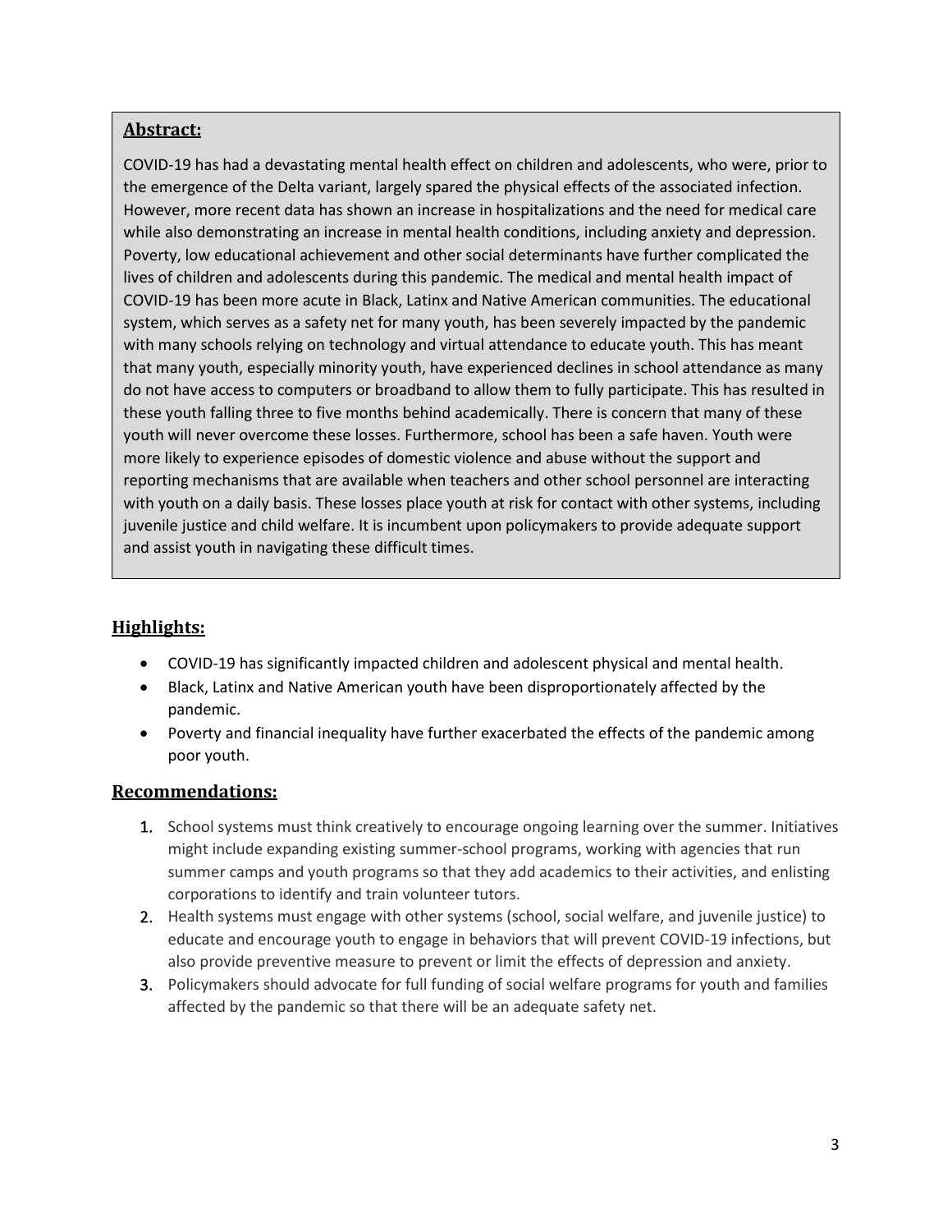## Abstract:

COVID-19 has had a devastating mental health effect on children and adolescents, who were, prior to the emergence of the Delta variant, largely spared the physical effects of the associated infection. However, more recent data has shown an increase in hospitalizations and the need for medical care while also demonstrating an increase in mental health conditions, including anxiety and depression. Poverty, low educational achievement and other social determinants have further complicated the lives of children and adolescents during this pandemic. The medical and mental health impact of COVID-19 has been more acute in Black, Latinx and Native American communities. The educational system, which serves as a safety net for many youth, has been severely impacted by the pandemic with many schools relying on technology and virtual attendance to educate youth. This has meant that many youth, especially minority youth, have experienced declines in school attendance as many do not have access to computers or broadband to allow them to fully participate. This has resulted in these youth falling three to five months behind academically. There is concern that many of these youth will never overcome these losses. Furthermore, school has been a safe haven. Youth were more likely to experience episodes of domestic violence and abuse without the support and reporting mechanisms that are available when teachers and other school personnel are interacting with youth on a daily basis. These losses place youth at risk for contact with other systems, including juvenile justice and child welfare. It is incumbent upon policymakers to provide adequate support and assist youth in navigating these difficult times.

## Highlights:

- COVID-19 has significantly impacted children and adolescent physical and mental health.
- Black, Latinx and Native American youth have been disproportionately affected by the pandemic.
- Poverty and financial inequality have further exacerbated the effects of the pandemic among poor youth.

## Recommendations:

1. School systems must think creatively to encourage ongoing learning over the summer. Initiatives might include expanding existing summer-school programs, working with agencies that run summer camps and youth programs so that they add academics to their activities, and enlisting corporations to identify and train volunteer tutors.
2. Health systems must engage with other systems (school, social welfare, and juvenile justice) to educate and encourage youth to engage in behaviors that will prevent COVID-19 infections, but also provide preventive measure to prevent or limit the effects of depression and anxiety.
3. Policymakers should advocate for full funding of social welfare programs for youth and families affected by the pandemic so that there will be an adequate safety net.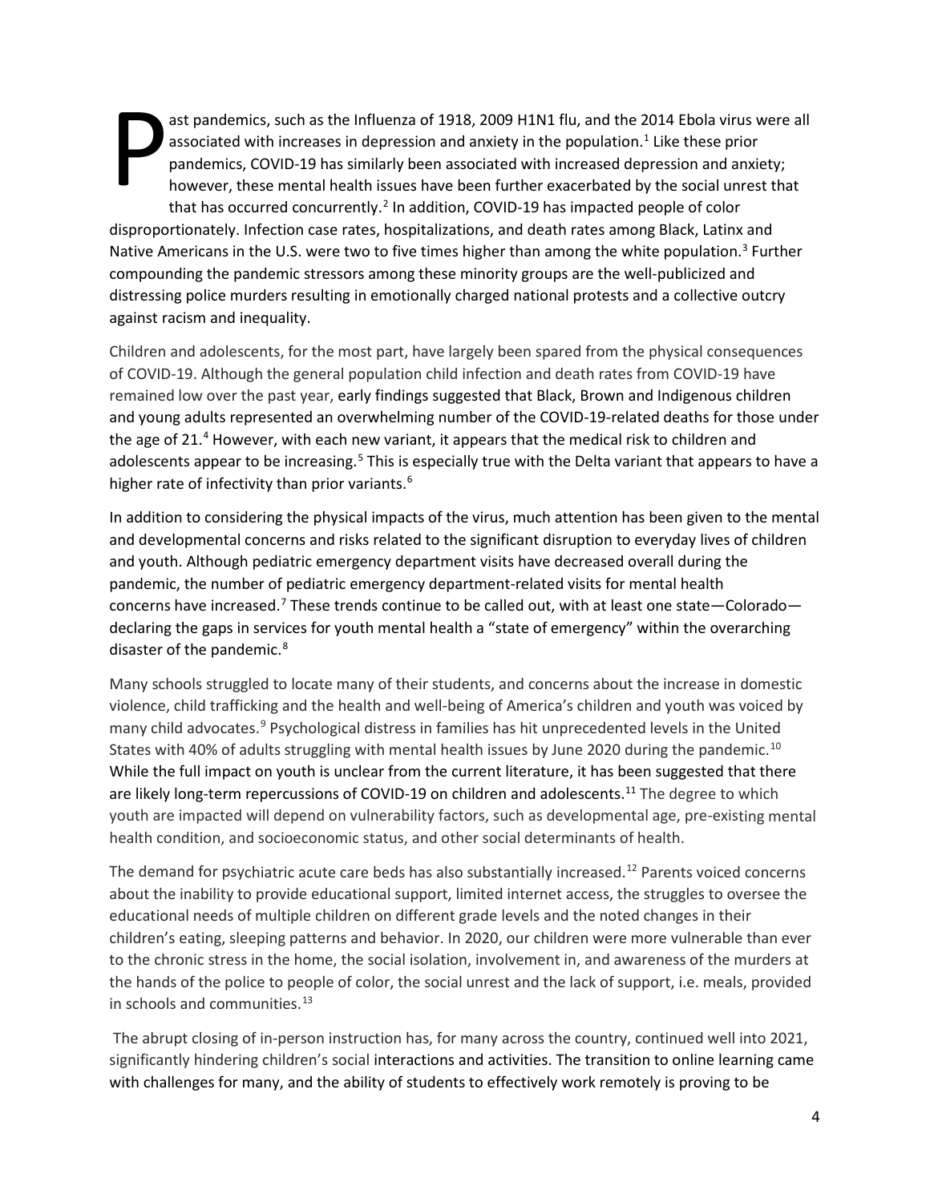Past pandemics, such as the Influenza of 1918, 2009 H1N1 flu, and the 2014 Ebola virus were all associated with increases in depression and anxiety in the population.[1] Like these prior pandemics, COVID-19 has similarly been associated with increased depression and anxiety; however, these mental health issues have been further exacerbated by the social unrest that that has occurred concurrently.[2] In addition, COVID-19 has impacted people of color disproportionately. Infection case rates, hospitalizations, and death rates among Black, Latinx and Native Americans in the U.S. were two to five times higher than among the white population.[3] Further compounding the pandemic stressors among these minority groups are the well-publicized and distressing police murders resulting in emotionally charged national protests and a collective outcry against racism and inequality.

Children and adolescents, for the most part, have largely been spared from the physical consequences of COVID-19. Although the general population child infection and death rates from COVID-19 have remained low over the past year, early findings suggested that Black, Brown and Indigenous children and young adults represented an overwhelming number of the COVID-19-related deaths for those under the age of 21.[4] However, with each new variant, it appears that the medical risk to children and adolescents appear to be increasing.[5] This is especially true with the Delta variant that appears to have a higher rate of infectivity than prior variants.[6]

In addition to considering the physical impacts of the virus, much attention has been given to the mental and developmental concerns and risks related to the significant disruption to everyday lives of children and youth. Although pediatric emergency department visits have decreased overall during the pandemic, the number of pediatric emergency department-related visits for mental health concerns have increased.[7] These trends continue to be called out, with at least one state—Colorado—declaring the gaps in services for youth mental health a "state of emergency" within the overarching disaster of the pandemic.[8]

Many schools struggled to locate many of their students, and concerns about the increase in domestic violence, child trafficking and the health and well-being of America's children and youth was voiced by many child advocates.[9] Psychological distress in families has hit unprecedented levels in the United States with 40% of adults struggling with mental health issues by June 2020 during the pandemic.[10] While the full impact on youth is unclear from the current literature, it has been suggested that there are likely long-term repercussions of COVID-19 on children and adolescents.[11] The degree to which youth are impacted will depend on vulnerability factors, such as developmental age, pre-existing mental health condition, and socioeconomic status, and other social determinants of health.

The demand for psychiatric acute care beds has also substantially increased.[12] Parents voiced concerns about the inability to provide educational support, limited internet access, the struggles to oversee the educational needs of multiple children on different grade levels and the noted changes in their children's eating, sleeping patterns and behavior. In 2020, our children were more vulnerable than ever to the chronic stress in the home, the social isolation, involvement in, and awareness of the murders at the hands of the police to people of color, the social unrest and the lack of support, i.e. meals, provided in schools and communities.[13]

The abrupt closing of in-person instruction has, for many across the country, continued well into 2021, significantly hindering children's social interactions and activities. The transition to online learning came with challenges for many, and the ability of students to effectively work remotely is proving to be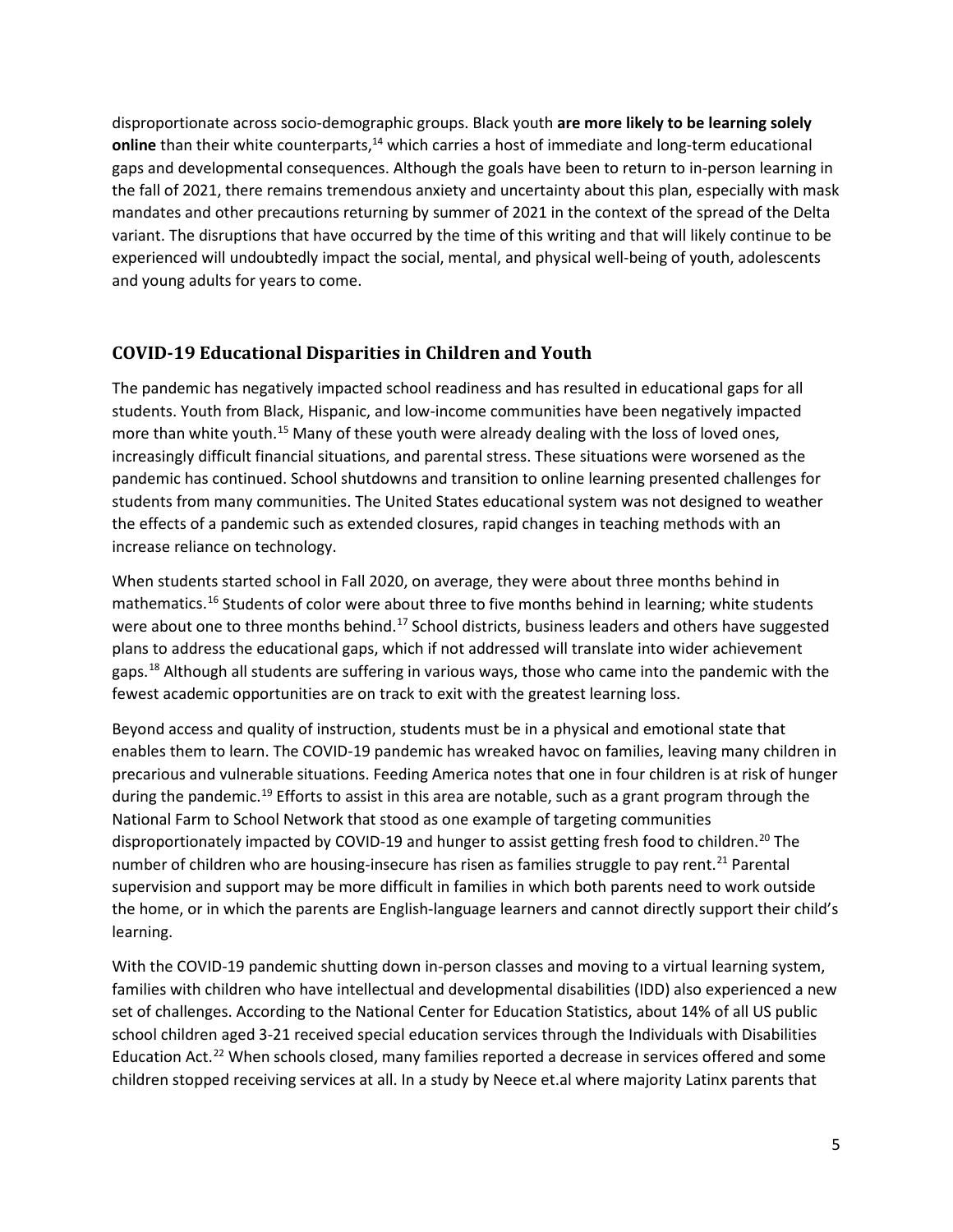disproportionate across socio-demographic groups. Black youth **are more likely to be learning solely online** than their white counterparts,[14] which carries a host of immediate and long-term educational gaps and developmental consequences. Although the goals have been to return to in-person learning in the fall of 2021, there remains tremendous anxiety and uncertainty about this plan, especially with mask mandates and other precautions returning by summer of 2021 in the context of the spread of the Delta variant. The disruptions that have occurred by the time of this writing and that will likely continue to be experienced will undoubtedly impact the social, mental, and physical well-being of youth, adolescents and young adults for years to come.

## COVID-19 Educational Disparities in Children and Youth

The pandemic has negatively impacted school readiness and has resulted in educational gaps for all students. Youth from Black, Hispanic, and low-income communities have been negatively impacted more than white youth.[15] Many of these youth were already dealing with the loss of loved ones, increasingly difficult financial situations, and parental stress. These situations were worsened as the pandemic has continued. School shutdowns and transition to online learning presented challenges for students from many communities. The United States educational system was not designed to weather the effects of a pandemic such as extended closures, rapid changes in teaching methods with an increase reliance on technology.

When students started school in Fall 2020, on average, they were about three months behind in mathematics.[16] Students of color were about three to five months behind in learning; white students were about one to three months behind.[17] School districts, business leaders and others have suggested plans to address the educational gaps, which if not addressed will translate into wider achievement gaps.[18] Although all students are suffering in various ways, those who came into the pandemic with the fewest academic opportunities are on track to exit with the greatest learning loss.

Beyond access and quality of instruction, students must be in a physical and emotional state that enables them to learn. The COVID-19 pandemic has wreaked havoc on families, leaving many children in precarious and vulnerable situations. Feeding America notes that one in four children is at risk of hunger during the pandemic.[19] Efforts to assist in this area are notable, such as a grant program through the National Farm to School Network that stood as one example of targeting communities disproportionately impacted by COVID-19 and hunger to assist getting fresh food to children.[20] The number of children who are housing-insecure has risen as families struggle to pay rent.[21] Parental supervision and support may be more difficult in families in which both parents need to work outside the home, or in which the parents are English-language learners and cannot directly support their child's learning.

With the COVID-19 pandemic shutting down in-person classes and moving to a virtual learning system, families with children who have intellectual and developmental disabilities (IDD) also experienced a new set of challenges. According to the National Center for Education Statistics, about 14% of all US public school children aged 3-21 received special education services through the Individuals with Disabilities Education Act.[22] When schools closed, many families reported a decrease in services offered and some children stopped receiving services at all. In a study by Neece et.al where majority Latinx parents that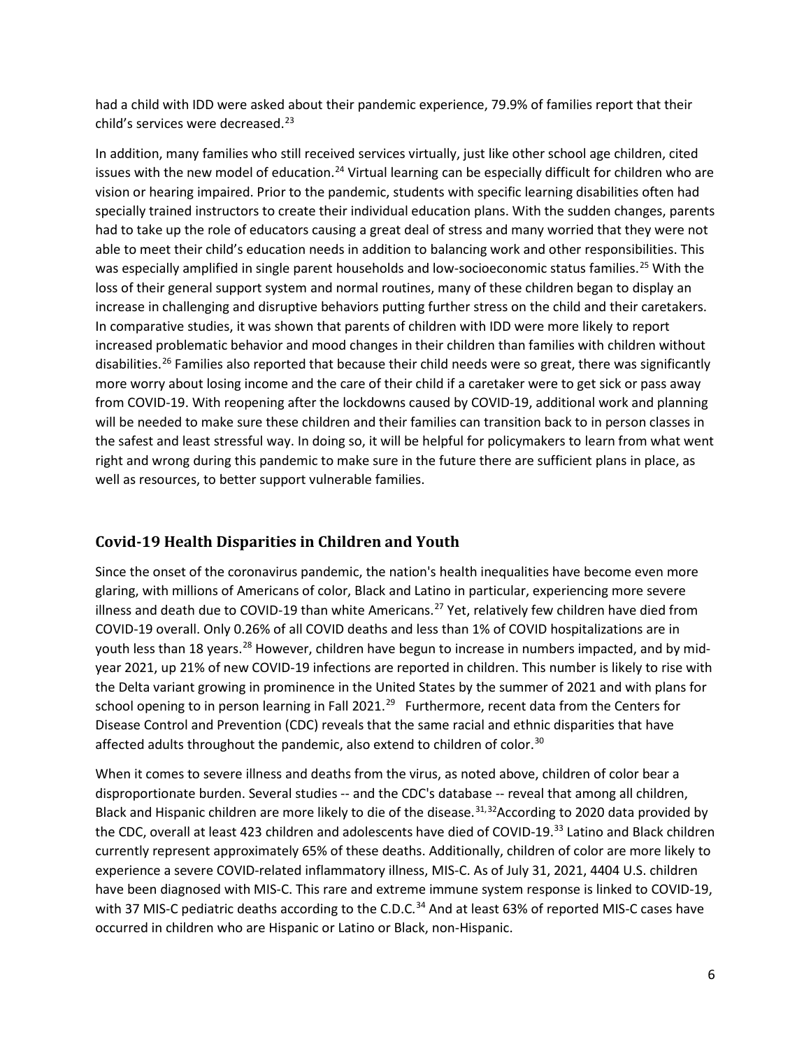had a child with IDD were asked about their pandemic experience, 79.9% of families report that their child's services were decreased.[23]

In addition, many families who still received services virtually, just like other school age children, cited issues with the new model of education.[24] Virtual learning can be especially difficult for children who are vision or hearing impaired. Prior to the pandemic, students with specific learning disabilities often had specially trained instructors to create their individual education plans. With the sudden changes, parents had to take up the role of educators causing a great deal of stress and many worried that they were not able to meet their child's education needs in addition to balancing work and other responsibilities. This was especially amplified in single parent households and low-socioeconomic status families.[25] With the loss of their general support system and normal routines, many of these children began to display an increase in challenging and disruptive behaviors putting further stress on the child and their caretakers. In comparative studies, it was shown that parents of children with IDD were more likely to report increased problematic behavior and mood changes in their children than families with children without disabilities.[26] Families also reported that because their child needs were so great, there was significantly more worry about losing income and the care of their child if a caretaker were to get sick or pass away from COVID-19. With reopening after the lockdowns caused by COVID-19, additional work and planning will be needed to make sure these children and their families can transition back to in person classes in the safest and least stressful way. In doing so, it will be helpful for policymakers to learn from what went right and wrong during this pandemic to make sure in the future there are sufficient plans in place, as well as resources, to better support vulnerable families.

## Covid-19 Health Disparities in Children and Youth

Since the onset of the coronavirus pandemic, the nation's health inequalities have become even more glaring, with millions of Americans of color, Black and Latino in particular, experiencing more severe illness and death due to COVID-19 than white Americans.[27] Yet, relatively few children have died from COVID-19 overall. Only 0.26% of all COVID deaths and less than 1% of COVID hospitalizations are in youth less than 18 years.[28] However, children have begun to increase in numbers impacted, and by mid-year 2021, up 21% of new COVID-19 infections are reported in children. This number is likely to rise with the Delta variant growing in prominence in the United States by the summer of 2021 and with plans for school opening to in person learning in Fall 2021.[29] Furthermore, recent data from the Centers for Disease Control and Prevention (CDC) reveals that the same racial and ethnic disparities that have affected adults throughout the pandemic, also extend to children of color.[30]

When it comes to severe illness and deaths from the virus, as noted above, children of color bear a disproportionate burden. Several studies -- and the CDC's database -- reveal that among all children, Black and Hispanic children are more likely to die of the disease.[31,32]According to 2020 data provided by the CDC, overall at least 423 children and adolescents have died of COVID-19.[33] Latino and Black children currently represent approximately 65% of these deaths. Additionally, children of color are more likely to experience a severe COVID-related inflammatory illness, MIS-C. As of July 31, 2021, 4404 U.S. children have been diagnosed with MIS-C. This rare and extreme immune system response is linked to COVID-19, with 37 MIS-C pediatric deaths according to the C.D.C.[34] And at least 63% of reported MIS-C cases have occurred in children who are Hispanic or Latino or Black, non-Hispanic.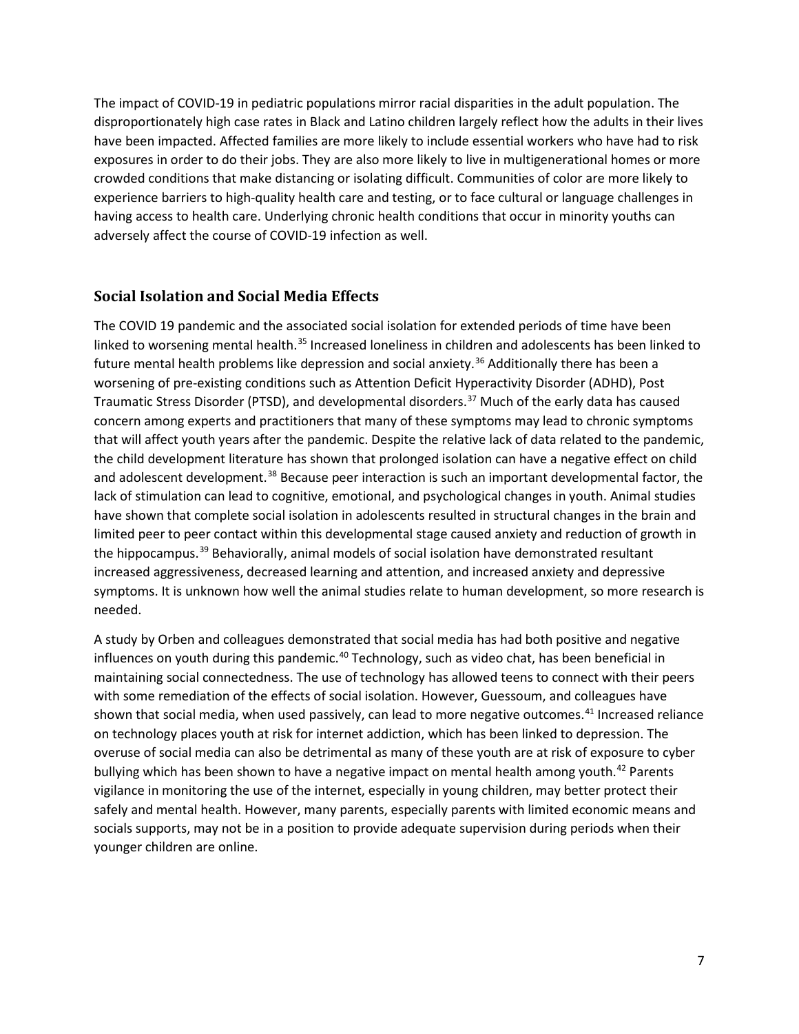The impact of COVID-19 in pediatric populations mirror racial disparities in the adult population. The disproportionately high case rates in Black and Latino children largely reflect how the adults in their lives have been impacted. Affected families are more likely to include essential workers who have had to risk exposures in order to do their jobs. They are also more likely to live in multigenerational homes or more crowded conditions that make distancing or isolating difficult. Communities of color are more likely to experience barriers to high-quality health care and testing, or to face cultural or language challenges in having access to health care. Underlying chronic health conditions that occur in minority youths can adversely affect the course of COVID-19 infection as well.

## Social Isolation and Social Media Effects

The COVID 19 pandemic and the associated social isolation for extended periods of time have been linked to worsening mental health.[35] Increased loneliness in children and adolescents has been linked to future mental health problems like depression and social anxiety.[36] Additionally there has been a worsening of pre-existing conditions such as Attention Deficit Hyperactivity Disorder (ADHD), Post Traumatic Stress Disorder (PTSD), and developmental disorders.[37] Much of the early data has caused concern among experts and practitioners that many of these symptoms may lead to chronic symptoms that will affect youth years after the pandemic. Despite the relative lack of data related to the pandemic, the child development literature has shown that prolonged isolation can have a negative effect on child and adolescent development.[38] Because peer interaction is such an important developmental factor, the lack of stimulation can lead to cognitive, emotional, and psychological changes in youth. Animal studies have shown that complete social isolation in adolescents resulted in structural changes in the brain and limited peer to peer contact within this developmental stage caused anxiety and reduction of growth in the hippocampus.[39] Behaviorally, animal models of social isolation have demonstrated resultant increased aggressiveness, decreased learning and attention, and increased anxiety and depressive symptoms. It is unknown how well the animal studies relate to human development, so more research is needed.

A study by Orben and colleagues demonstrated that social media has had both positive and negative influences on youth during this pandemic.[40] Technology, such as video chat, has been beneficial in maintaining social connectedness. The use of technology has allowed teens to connect with their peers with some remediation of the effects of social isolation. However, Guessoum, and colleagues have shown that social media, when used passively, can lead to more negative outcomes.[41] Increased reliance on technology places youth at risk for internet addiction, which has been linked to depression. The overuse of social media can also be detrimental as many of these youth are at risk of exposure to cyber bullying which has been shown to have a negative impact on mental health among youth.[42] Parents vigilance in monitoring the use of the internet, especially in young children, may better protect their safely and mental health. However, many parents, especially parents with limited economic means and socials supports, may not be in a position to provide adequate supervision during periods when their younger children are online.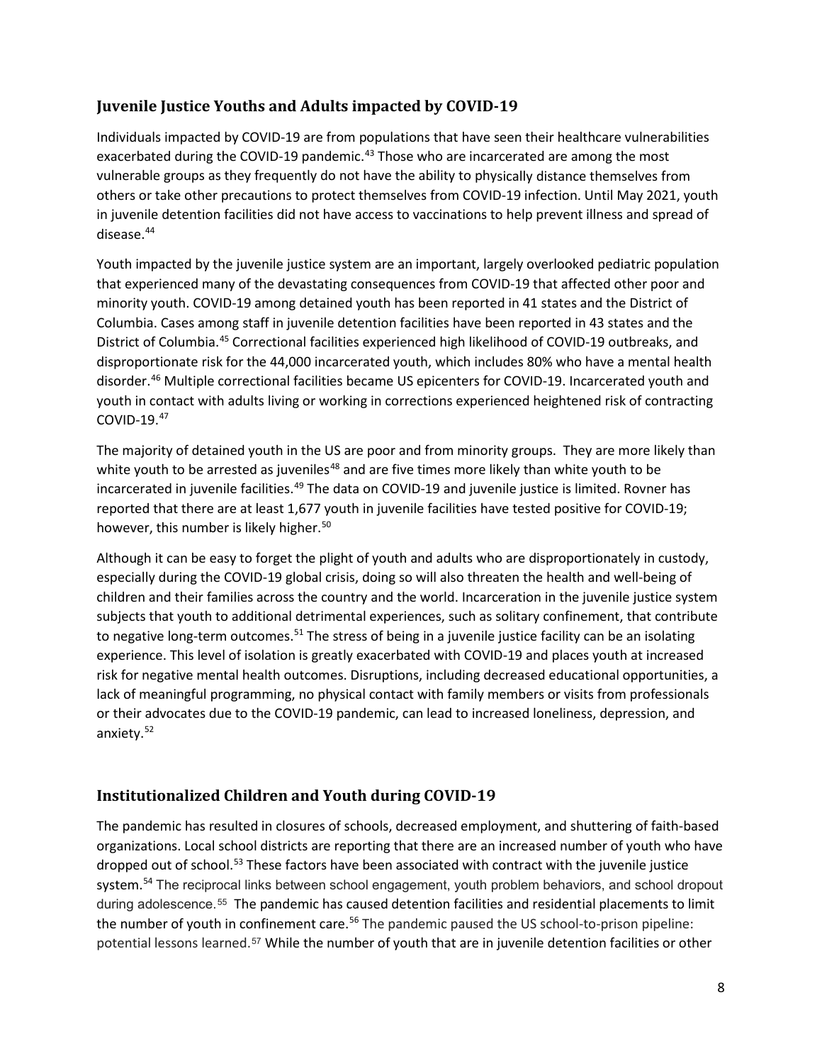## Juvenile Justice Youths and Adults impacted by COVID-19

Individuals impacted by COVID-19 are from populations that have seen their healthcare vulnerabilities exacerbated during the COVID-19 pandemic.[43] Those who are incarcerated are among the most vulnerable groups as they frequently do not have the ability to physically distance themselves from others or take other precautions to protect themselves from COVID-19 infection. Until May 2021, youth in juvenile detention facilities did not have access to vaccinations to help prevent illness and spread of disease.[44]

Youth impacted by the juvenile justice system are an important, largely overlooked pediatric population that experienced many of the devastating consequences from COVID-19 that affected other poor and minority youth. COVID-19 among detained youth has been reported in 41 states and the District of Columbia. Cases among staff in juvenile detention facilities have been reported in 43 states and the District of Columbia.[45] Correctional facilities experienced high likelihood of COVID-19 outbreaks, and disproportionate risk for the 44,000 incarcerated youth, which includes 80% who have a mental health disorder.[46] Multiple correctional facilities became US epicenters for COVID-19. Incarcerated youth and youth in contact with adults living or working in corrections experienced heightened risk of contracting COVID-19.[47]

The majority of detained youth in the US are poor and from minority groups. They are more likely than white youth to be arrested as juveniles[48] and are five times more likely than white youth to be incarcerated in juvenile facilities.[49] The data on COVID-19 and juvenile justice is limited. Rovner has reported that there are at least 1,677 youth in juvenile facilities have tested positive for COVID-19; however, this number is likely higher.[50]

Although it can be easy to forget the plight of youth and adults who are disproportionately in custody, especially during the COVID-19 global crisis, doing so will also threaten the health and well-being of children and their families across the country and the world. Incarceration in the juvenile justice system subjects that youth to additional detrimental experiences, such as solitary confinement, that contribute to negative long-term outcomes.[51] The stress of being in a juvenile justice facility can be an isolating experience. This level of isolation is greatly exacerbated with COVID-19 and places youth at increased risk for negative mental health outcomes. Disruptions, including decreased educational opportunities, a lack of meaningful programming, no physical contact with family members or visits from professionals or their advocates due to the COVID-19 pandemic, can lead to increased loneliness, depression, and anxiety.[52]

## Institutionalized Children and Youth during COVID-19

The pandemic has resulted in closures of schools, decreased employment, and shuttering of faith-based organizations. Local school districts are reporting that there are an increased number of youth who have dropped out of school.[53] These factors have been associated with contract with the juvenile justice system.[54] The reciprocal links between school engagement, youth problem behaviors, and school dropout during adolescence.[55] The pandemic has caused detention facilities and residential placements to limit the number of youth in confinement care.[56] The pandemic paused the US school-to-prison pipeline: potential lessons learned.[57] While the number of youth that are in juvenile detention facilities or other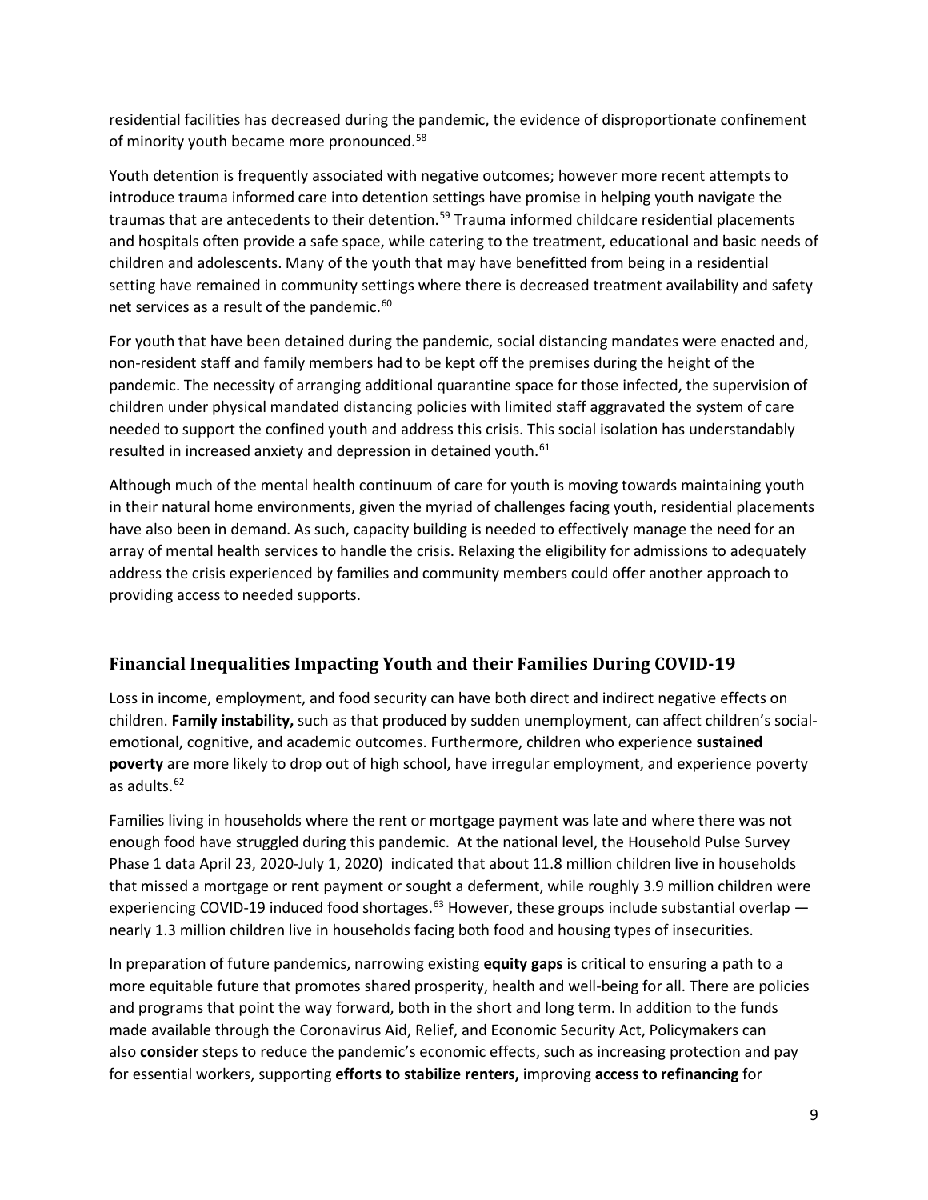residential facilities has decreased during the pandemic, the evidence of disproportionate confinement of minority youth became more pronounced.[58]

Youth detention is frequently associated with negative outcomes; however more recent attempts to introduce trauma informed care into detention settings have promise in helping youth navigate the traumas that are antecedents to their detention.[59] Trauma informed childcare residential placements and hospitals often provide a safe space, while catering to the treatment, educational and basic needs of children and adolescents. Many of the youth that may have benefitted from being in a residential setting have remained in community settings where there is decreased treatment availability and safety net services as a result of the pandemic.[60]

For youth that have been detained during the pandemic, social distancing mandates were enacted and, non-resident staff and family members had to be kept off the premises during the height of the pandemic. The necessity of arranging additional quarantine space for those infected, the supervision of children under physical mandated distancing policies with limited staff aggravated the system of care needed to support the confined youth and address this crisis. This social isolation has understandably resulted in increased anxiety and depression in detained youth.[61]

Although much of the mental health continuum of care for youth is moving towards maintaining youth in their natural home environments, given the myriad of challenges facing youth, residential placements have also been in demand. As such, capacity building is needed to effectively manage the need for an array of mental health services to handle the crisis. Relaxing the eligibility for admissions to adequately address the crisis experienced by families and community members could offer another approach to providing access to needed supports.

## Financial Inequalities Impacting Youth and their Families During COVID-19

Loss in income, employment, and food security can have both direct and indirect negative effects on children. **Family instability,** such as that produced by sudden unemployment, can affect children's social-emotional, cognitive, and academic outcomes. Furthermore, children who experience **sustained poverty** are more likely to drop out of high school, have irregular employment, and experience poverty as adults.[62]

Families living in households where the rent or mortgage payment was late and where there was not enough food have struggled during this pandemic. At the national level, the Household Pulse Survey Phase 1 data April 23, 2020-July 1, 2020) indicated that about 11.8 million children live in households that missed a mortgage or rent payment or sought a deferment, while roughly 3.9 million children were experiencing COVID-19 induced food shortages.[63] However, these groups include substantial overlap — nearly 1.3 million children live in households facing both food and housing types of insecurities.

In preparation of future pandemics, narrowing existing **equity gaps** is critical to ensuring a path to a more equitable future that promotes shared prosperity, health and well-being for all. There are policies and programs that point the way forward, both in the short and long term. In addition to the funds made available through the Coronavirus Aid, Relief, and Economic Security Act, Policymakers can also **consider** steps to reduce the pandemic's economic effects, such as increasing protection and pay for essential workers, supporting **efforts to stabilize renters,** improving **access to refinancing** for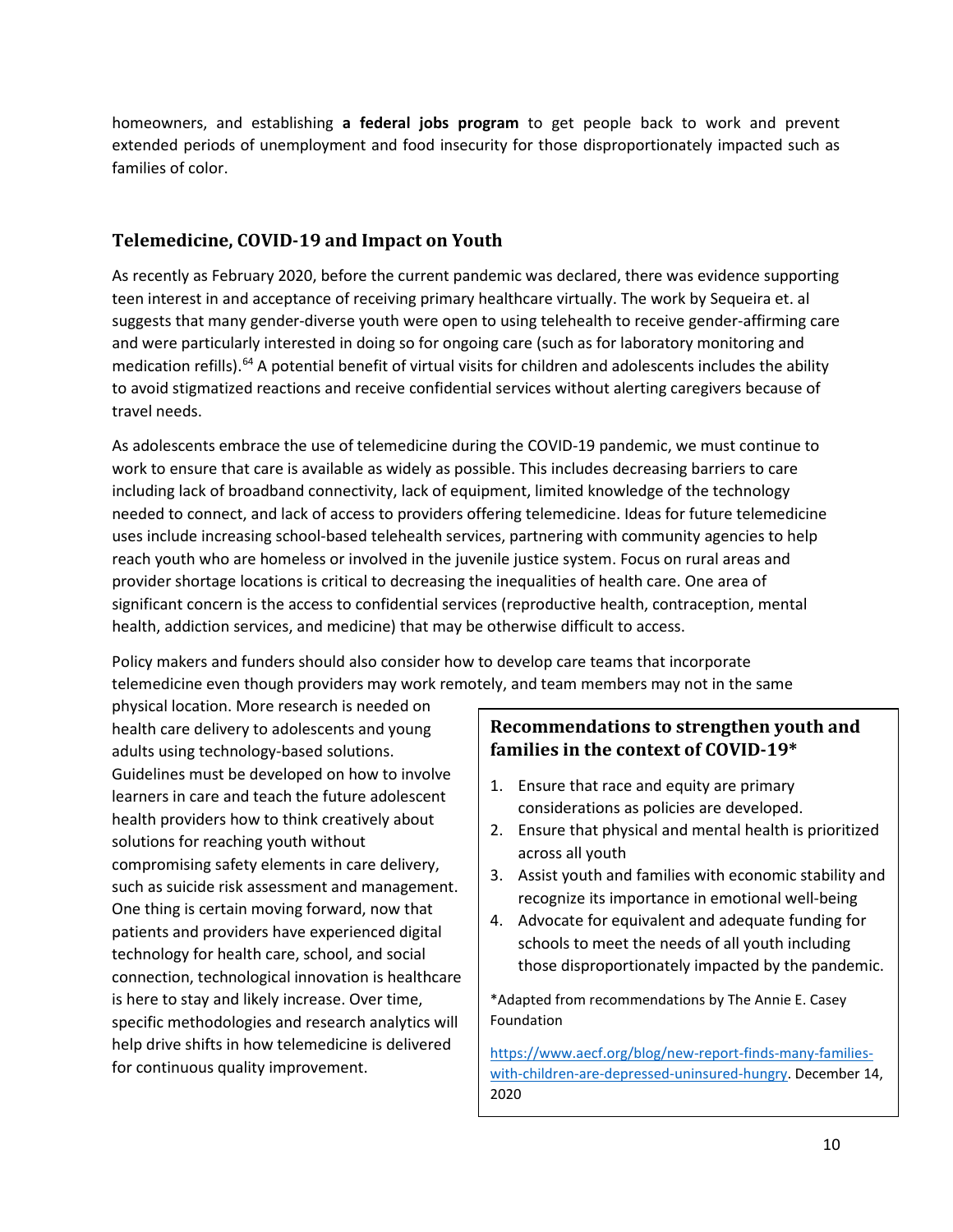homeowners, and establishing **a federal jobs program** to get people back to work and prevent extended periods of unemployment and food insecurity for those disproportionately impacted such as families of color.

## Telemedicine, COVID-19 and Impact on Youth

As recently as February 2020, before the current pandemic was declared, there was evidence supporting teen interest in and acceptance of receiving primary healthcare virtually. The work by Sequeira et. al suggests that many gender-diverse youth were open to using telehealth to receive gender-affirming care and were particularly interested in doing so for ongoing care (such as for laboratory monitoring and medication refills).[64] A potential benefit of virtual visits for children and adolescents includes the ability to avoid stigmatized reactions and receive confidential services without alerting caregivers because of travel needs.

As adolescents embrace the use of telemedicine during the COVID-19 pandemic, we must continue to work to ensure that care is available as widely as possible. This includes decreasing barriers to care including lack of broadband connectivity, lack of equipment, limited knowledge of the technology needed to connect, and lack of access to providers offering telemedicine. Ideas for future telemedicine uses include increasing school-based telehealth services, partnering with community agencies to help reach youth who are homeless or involved in the juvenile justice system. Focus on rural areas and provider shortage locations is critical to decreasing the inequalities of health care. One area of significant concern is the access to confidential services (reproductive health, contraception, mental health, addiction services, and medicine) that may be otherwise difficult to access.

Policy makers and funders should also consider how to develop care teams that incorporate telemedicine even though providers may work remotely, and team members may not in the same physical location. More research is needed on health care delivery to adolescents and young adults using technology-based solutions. Guidelines must be developed on how to involve learners in care and teach the future adolescent health providers how to think creatively about solutions for reaching youth without compromising safety elements in care delivery, such as suicide risk assessment and management. One thing is certain moving forward, now that patients and providers have experienced digital technology for health care, school, and social connection, technological innovation is healthcare is here to stay and likely increase. Over time, specific methodologies and research analytics will help drive shifts in how telemedicine is delivered for continuous quality improvement.

### Recommendations to strengthen youth and families in the context of COVID-19*

1. Ensure that race and equity are primary considerations as policies are developed.
2. Ensure that physical and mental health is prioritized across all youth
3. Assist youth and families with economic stability and recognize its importance in emotional well-being
4. Advocate for equivalent and adequate funding for schools to meet the needs of all youth including those disproportionately impacted by the pandemic.

*Adapted from recommendations by The Annie E. Casey Foundation

https://www.aecf.org/blog/new-report-finds-many-families-with-children-are-depressed-uninsured-hungry. December 14, 2020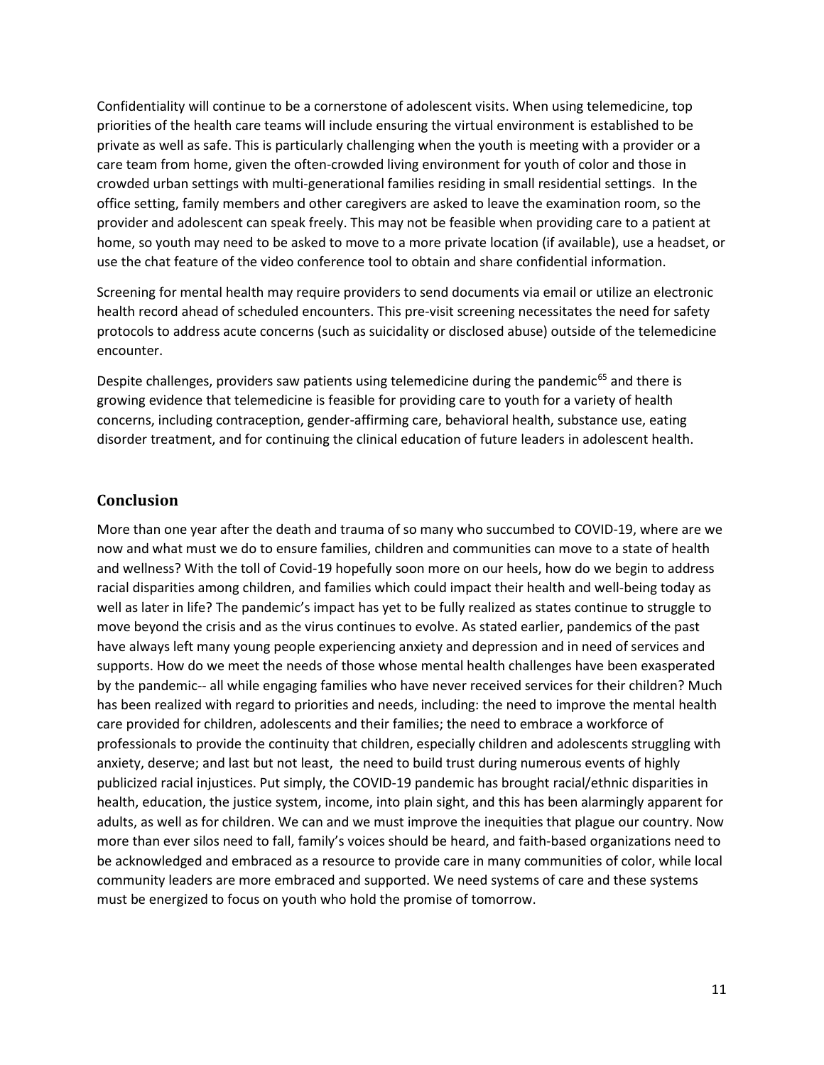Confidentiality will continue to be a cornerstone of adolescent visits. When using telemedicine, top priorities of the health care teams will include ensuring the virtual environment is established to be private as well as safe. This is particularly challenging when the youth is meeting with a provider or a care team from home, given the often-crowded living environment for youth of color and those in crowded urban settings with multi-generational families residing in small residential settings. In the office setting, family members and other caregivers are asked to leave the examination room, so the provider and adolescent can speak freely. This may not be feasible when providing care to a patient at home, so youth may need to be asked to move to a more private location (if available), use a headset, or use the chat feature of the video conference tool to obtain and share confidential information.

Screening for mental health may require providers to send documents via email or utilize an electronic health record ahead of scheduled encounters. This pre-visit screening necessitates the need for safety protocols to address acute concerns (such as suicidality or disclosed abuse) outside of the telemedicine encounter.

Despite challenges, providers saw patients using telemedicine during the pandemic[65] and there is growing evidence that telemedicine is feasible for providing care to youth for a variety of health concerns, including contraception, gender-affirming care, behavioral health, substance use, eating disorder treatment, and for continuing the clinical education of future leaders in adolescent health.

## Conclusion

More than one year after the death and trauma of so many who succumbed to COVID-19, where are we now and what must we do to ensure families, children and communities can move to a state of health and wellness? With the toll of Covid-19 hopefully soon more on our heels, how do we begin to address racial disparities among children, and families which could impact their health and well-being today as well as later in life? The pandemic's impact has yet to be fully realized as states continue to struggle to move beyond the crisis and as the virus continues to evolve. As stated earlier, pandemics of the past have always left many young people experiencing anxiety and depression and in need of services and supports. How do we meet the needs of those whose mental health challenges have been exasperated by the pandemic-- all while engaging families who have never received services for their children? Much has been realized with regard to priorities and needs, including: the need to improve the mental health care provided for children, adolescents and their families; the need to embrace a workforce of professionals to provide the continuity that children, especially children and adolescents struggling with anxiety, deserve; and last but not least, the need to build trust during numerous events of highly publicized racial injustices. Put simply, the COVID-19 pandemic has brought racial/ethnic disparities in health, education, the justice system, income, into plain sight, and this has been alarmingly apparent for adults, as well as for children. We can and we must improve the inequities that plague our country. Now more than ever silos need to fall, family's voices should be heard, and faith-based organizations need to be acknowledged and embraced as a resource to provide care in many communities of color, while local community leaders are more embraced and supported. We need systems of care and these systems must be energized to focus on youth who hold the promise of tomorrow.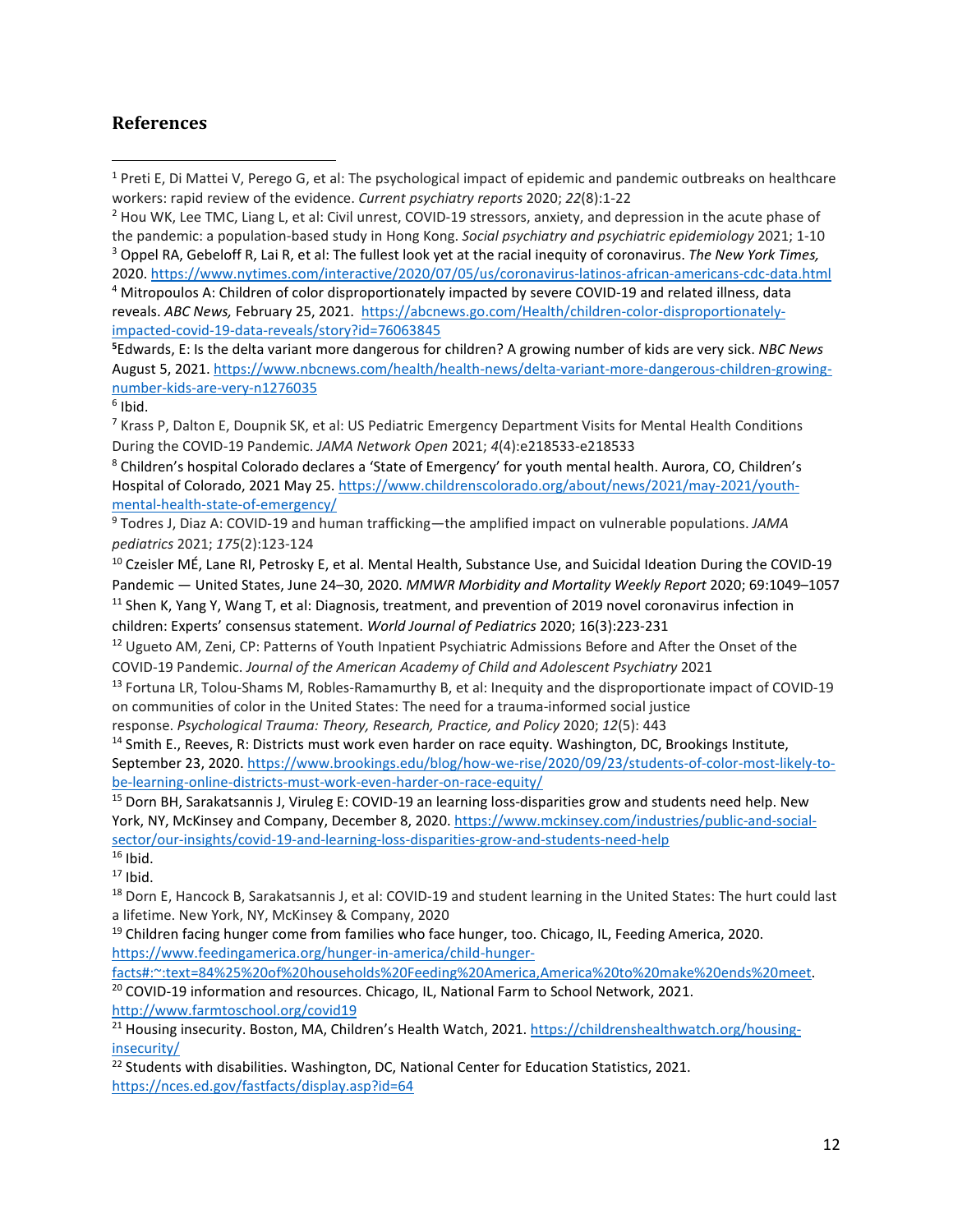## References

[1] Preti E, Di Mattei V, Perego G, et al: The psychological impact of epidemic and pandemic outbreaks on healthcare workers: rapid review of the evidence. *Current psychiatry reports* 2020; *22*(8):1-22

[2] Hou WK, Lee TMC, Liang L, et al: Civil unrest, COVID-19 stressors, anxiety, and depression in the acute phase of the pandemic: a population-based study in Hong Kong. *Social psychiatry and psychiatric epidemiology* 2021; 1-10

[3] Oppel RA, Gebeloff R, Lai R, et al: The fullest look yet at the racial inequity of coronavirus. *The New York Times,* 2020. https://www.nytimes.com/interactive/2020/07/05/us/coronavirus-latinos-african-americans-cdc-data.html

[4] Mitropoulos A: Children of color disproportionately impacted by severe COVID-19 and related illness, data reveals. *ABC News,* February 25, 2021. https://abcnews.go.com/Health/children-color-disproportionately-impacted-covid-19-data-reveals/story?id=76063845

[5] Edwards, E: Is the delta variant more dangerous for children? A growing number of kids are very sick. *NBC News* August 5, 2021. https://www.nbcnews.com/health/health-news/delta-variant-more-dangerous-children-growing-number-kids-are-very-n1276035

[6] Ibid.

[7] Krass P, Dalton E, Doupnik SK, et al: US Pediatric Emergency Department Visits for Mental Health Conditions During the COVID-19 Pandemic. *JAMA Network Open* 2021; *4*(4):e218533-e218533

[8] Children's hospital Colorado declares a 'State of Emergency' for youth mental health. Aurora, CO, Children's Hospital of Colorado, 2021 May 25. https://www.childrenscolorado.org/about/news/2021/may-2021/youth-mental-health-state-of-emergency/

[9] Todres J, Diaz A: COVID-19 and human trafficking—the amplified impact on vulnerable populations. *JAMA pediatrics* 2021; *175*(2):123-124

[10] Czeisler MÉ, Lane RI, Petrosky E, et al. Mental Health, Substance Use, and Suicidal Ideation During the COVID-19 Pandemic — United States, June 24–30, 2020. *MMWR Morbidity and Mortality Weekly Report* 2020; 69:1049–1057

[11] Shen K, Yang Y, Wang T, et al: Diagnosis, treatment, and prevention of 2019 novel coronavirus infection in children: Experts' consensus statement. *World Journal of Pediatrics* 2020; 16(3):223-231

[12] Ugueto AM, Zeni, CP: Patterns of Youth Inpatient Psychiatric Admissions Before and After the Onset of the COVID-19 Pandemic. *Journal of the American Academy of Child and Adolescent Psychiatry* 2021

[13] Fortuna LR, Tolou-Shams M, Robles-Ramamurthy B, et al: Inequity and the disproportionate impact of COVID-19 on communities of color in the United States: The need for a trauma-informed social justice response. *Psychological Trauma: Theory, Research, Practice, and Policy* 2020; *12*(5): 443

[14] Smith E., Reeves, R: Districts must work even harder on race equity. Washington, DC, Brookings Institute, September 23, 2020. https://www.brookings.edu/blog/how-we-rise/2020/09/23/students-of-color-most-likely-to-be-learning-online-districts-must-work-even-harder-on-race-equity/

[15] Dorn BH, Sarakatsannis J, Viruleg E: COVID-19 an learning loss-disparities grow and students need help. New York, NY, McKinsey and Company, December 8, 2020. https://www.mckinsey.com/industries/public-and-social-sector/our-insights/covid-19-and-learning-loss-disparities-grow-and-students-need-help

[16] Ibid.

[17] Ibid.

[18] Dorn E, Hancock B, Sarakatsannis J, et al: COVID-19 and student learning in the United States: The hurt could last a lifetime. New York, NY, McKinsey & Company, 2020

[19] Children facing hunger come from families who face hunger, too. Chicago, IL, Feeding America, 2020. https://www.feedingamerica.org/hunger-in-america/child-hunger-facts#:~:text=84%25%20of%20households%20Feeding%20America,America%20to%20make%20ends%20meet.

[20] COVID-19 information and resources. Chicago, IL, National Farm to School Network, 2021. http://www.farmtoschool.org/covid19

[21] Housing insecurity. Boston, MA, Children's Health Watch, 2021. https://childrenshealthwatch.org/housing-insecurity/

[22] Students with disabilities. Washington, DC, National Center for Education Statistics, 2021. https://nces.ed.gov/fastfacts/display.asp?id=64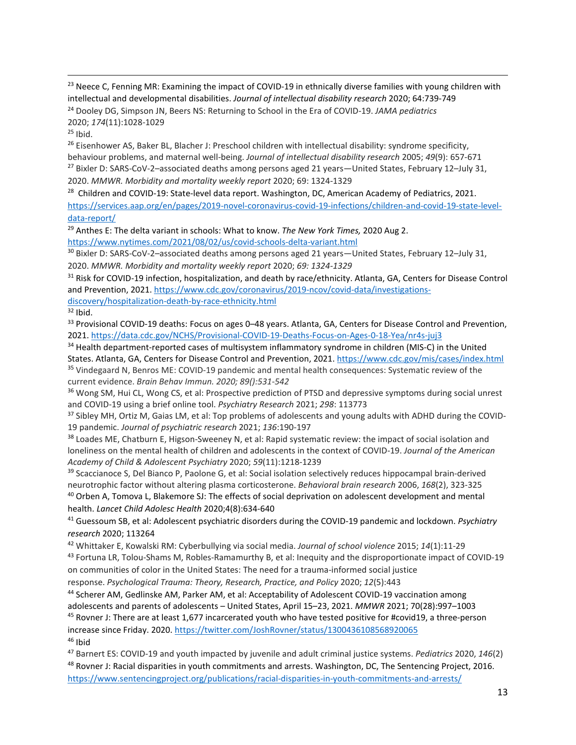[23] Neece C, Fenning MR: Examining the impact of COVID-19 in ethnically diverse families with young children with intellectual and developmental disabilities. *Journal of intellectual disability research* 2020; 64:739-749

[24] Dooley DG, Simpson JN, Beers NS: Returning to School in the Era of COVID-19. *JAMA pediatrics* 2020; *174*(11):1028-1029

[25] Ibid.

[26] Eisenhower AS, Baker BL, Blacher J: Preschool children with intellectual disability: syndrome specificity, behaviour problems, and maternal well-being. *Journal of intellectual disability research* 2005; *49*(9): 657-671

[27] Bixler D: SARS-CoV-2–associated deaths among persons aged 21 years—United States, February 12–July 31, 2020. *MMWR. Morbidity and mortality weekly report* 2020; 69: 1324-1329

[28] Children and COVID-19: State-level data report. Washington, DC, American Academy of Pediatrics, 2021. https://services.aap.org/en/pages/2019-novel-coronavirus-covid-19-infections/children-and-covid-19-state-level-data-report/

[29] Anthes E: The delta variant in schools: What to know. *The New York Times,* 2020 Aug 2. https://www.nytimes.com/2021/08/02/us/covid-schools-delta-variant.html

[30] Bixler D: SARS-CoV-2–associated deaths among persons aged 21 years—United States, February 12–July 31, 2020. *MMWR. Morbidity and mortality weekly report* 2020; *69: 1324-1329*

[31] Risk for COVID-19 infection, hospitalization, and death by race/ethnicity. Atlanta, GA, Centers for Disease Control and Prevention, 2021. https://www.cdc.gov/coronavirus/2019-ncov/covid-data/investigations-discovery/hospitalization-death-by-race-ethnicity.html

[32] Ibid.

[33] Provisional COVID-19 deaths: Focus on ages 0–48 years. Atlanta, GA, Centers for Disease Control and Prevention, 2021. https://data.cdc.gov/NCHS/Provisional-COVID-19-Deaths-Focus-on-Ages-0-18-Yea/nr4s-juj3

[34] Health department-reported cases of multisystem inflammatory syndrome in children (MIS-C) in the United States. Atlanta, GA, Centers for Disease Control and Prevention, 2021. https://www.cdc.gov/mis/cases/index.html

[35] Vindegaard N, Benros ME: COVID-19 pandemic and mental health consequences: Systematic review of the current evidence. *Brain Behav Immun. 2020; 89():531-542*

[36] Wong SM, Hui CL, Wong CS, et al: Prospective prediction of PTSD and depressive symptoms during social unrest and COVID-19 using a brief online tool. *Psychiatry Research* 2021; *298*: 113773

[37] Sibley MH, Ortiz M, Gaias LM, et al: Top problems of adolescents and young adults with ADHD during the COVID-19 pandemic. *Journal of psychiatric research* 2021; *136*:190-197

[38] Loades ME, Chatburn E, Higson-Sweeney N, et al: Rapid systematic review: the impact of social isolation and loneliness on the mental health of children and adolescents in the context of COVID-19. *Journal of the American Academy of Child & Adolescent Psychiatry* 2020; *59*(11):1218-1239

[39] Scaccianoce S, Del Bianco P, Paolone G, et al: Social isolation selectively reduces hippocampal brain-derived neurotrophic factor without altering plasma corticosterone. *Behavioral brain research* 2006, *168*(2), 323-325

[40] Orben A, Tomova L, Blakemore SJ: The effects of social deprivation on adolescent development and mental health. *Lancet Child Adolesc Health* 2020;4(8):634-640

[41] Guessoum SB, et al: Adolescent psychiatric disorders during the COVID-19 pandemic and lockdown. *Psychiatry research* 2020; 113264

[42] Whittaker E, Kowalski RM: Cyberbullying via social media. *Journal of school violence* 2015; *14*(1):11-29

[43] Fortuna LR, Tolou-Shams M, Robles-Ramamurthy B, et al: Inequity and the disproportionate impact of COVID-19 on communities of color in the United States: The need for a trauma-informed social justice response. *Psychological Trauma: Theory, Research, Practice, and Policy* 2020; *12*(5):443

[44] Scherer AM, Gedlinske AM, Parker AM, et al: Acceptability of Adolescent COVID-19 vaccination among adolescents and parents of adolescents – United States, April 15–23, 2021. *MMWR* 2021; 70(28):997–1003

[45] Rovner J: There are at least 1,677 incarcerated youth who have tested positive for #covid19, a three-person increase since Friday. 2020. https://twitter.com/JoshRovner/status/1300436108568920065

[46] Ibid

[47] Barnert ES: COVID-19 and youth impacted by juvenile and adult criminal justice systems. *Pediatrics* 2020, *146*(2)

[48] Rovner J: Racial disparities in youth commitments and arrests. Washington, DC, The Sentencing Project, 2016. https://www.sentencingproject.org/publications/racial-disparities-in-youth-commitments-and-arrests/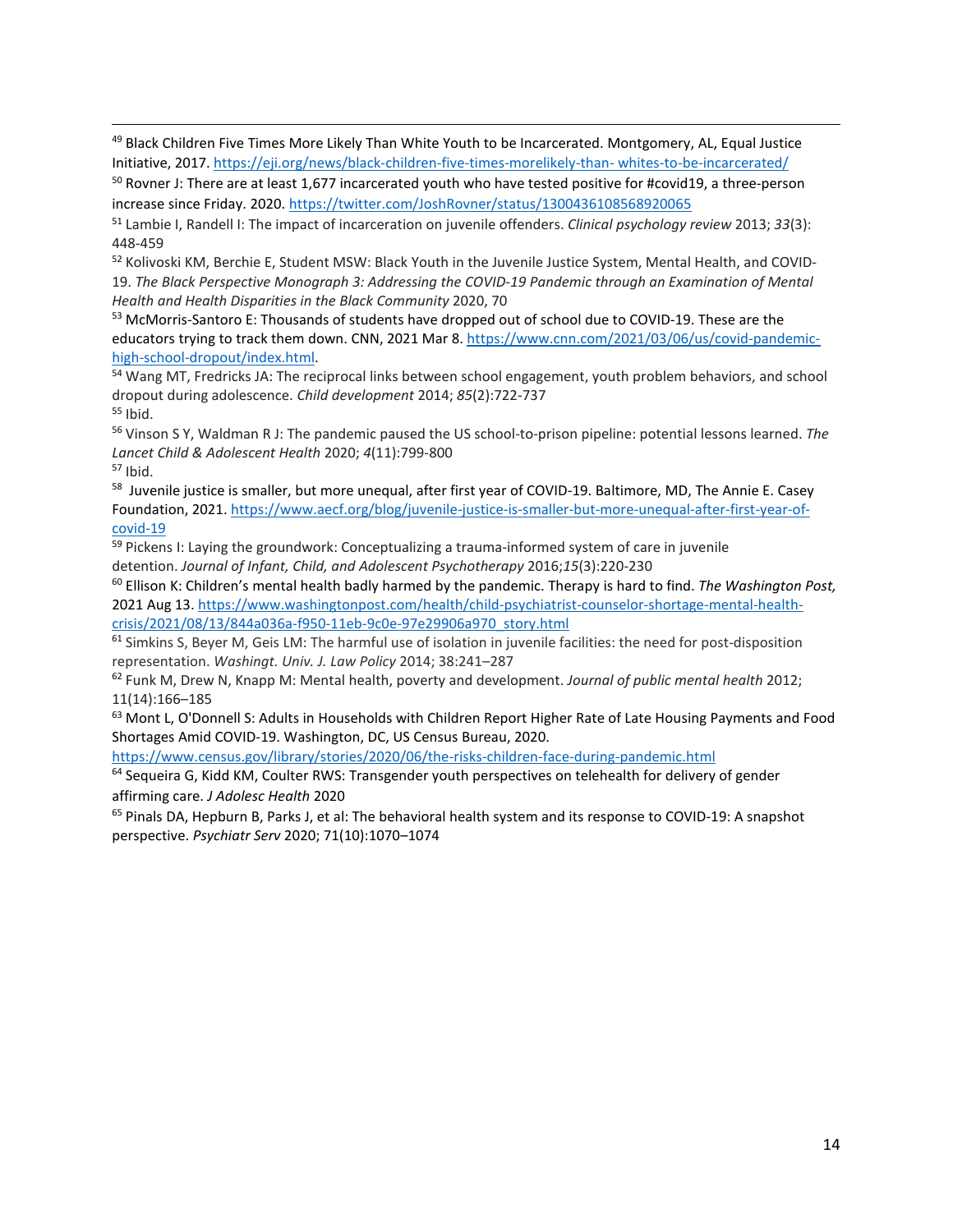[49] Black Children Five Times More Likely Than White Youth to be Incarcerated. Montgomery, AL, Equal Justice Initiative, 2017. https://eji.org/news/black-children-five-times-morelikely-than- whites-to-be-incarcerated/

[50] Rovner J: There are at least 1,677 incarcerated youth who have tested positive for #covid19, a three-person increase since Friday. 2020. https://twitter.com/JoshRovner/status/1300436108568920065

[51] Lambie I, Randell I: The impact of incarceration on juvenile offenders. *Clinical psychology review* 2013; *33*(3): 448-459

[52] Kolivoski KM, Berchie E, Student MSW: Black Youth in the Juvenile Justice System, Mental Health, and COVID-19. *The Black Perspective Monograph 3: Addressing the COVID-19 Pandemic through an Examination of Mental Health and Health Disparities in the Black Community* 2020, 70

[53] McMorris-Santoro E: Thousands of students have dropped out of school due to COVID-19. These are the educators trying to track them down. CNN, 2021 Mar 8. https://www.cnn.com/2021/03/06/us/covid-pandemic-high-school-dropout/index.html.

[54] Wang MT, Fredricks JA: The reciprocal links between school engagement, youth problem behaviors, and school dropout during adolescence. *Child development* 2014; *85*(2):722-737

[55] Ibid.

[56] Vinson S Y, Waldman R J: The pandemic paused the US school-to-prison pipeline: potential lessons learned. *The Lancet Child & Adolescent Health* 2020; *4*(11):799-800

[57] Ibid.

[58] Juvenile justice is smaller, but more unequal, after first year of COVID-19. Baltimore, MD, The Annie E. Casey Foundation, 2021. https://www.aecf.org/blog/juvenile-justice-is-smaller-but-more-unequal-after-first-year-of-covid-19

[59] Pickens I: Laying the groundwork: Conceptualizing a trauma-informed system of care in juvenile detention. *Journal of Infant, Child, and Adolescent Psychotherapy* 2016;*15*(3):220-230

[60] Ellison K: Children's mental health badly harmed by the pandemic. Therapy is hard to find. *The Washington Post,* 2021 Aug 13. https://www.washingtonpost.com/health/child-psychiatrist-counselor-shortage-mental-health-crisis/2021/08/13/844a036a-f950-11eb-9c0e-97e29906a970_story.html

[61] Simkins S, Beyer M, Geis LM: The harmful use of isolation in juvenile facilities: the need for post-disposition representation. *Washingt. Univ. J. Law Policy* 2014; 38:241–287

[62] Funk M, Drew N, Knapp M: Mental health, poverty and development. *Journal of public mental health* 2012; 11(14):166–185

[63] Mont L, O'Donnell S: Adults in Households with Children Report Higher Rate of Late Housing Payments and Food Shortages Amid COVID-19. Washington, DC, US Census Bureau, 2020. https://www.census.gov/library/stories/2020/06/the-risks-children-face-during-pandemic.html

[64] Sequeira G, Kidd KM, Coulter RWS: Transgender youth perspectives on telehealth for delivery of gender affirming care. *J Adolesc Health* 2020

[65] Pinals DA, Hepburn B, Parks J, et al: The behavioral health system and its response to COVID-19: A snapshot perspective. *Psychiatr Serv* 2020; 71(10):1070–1074